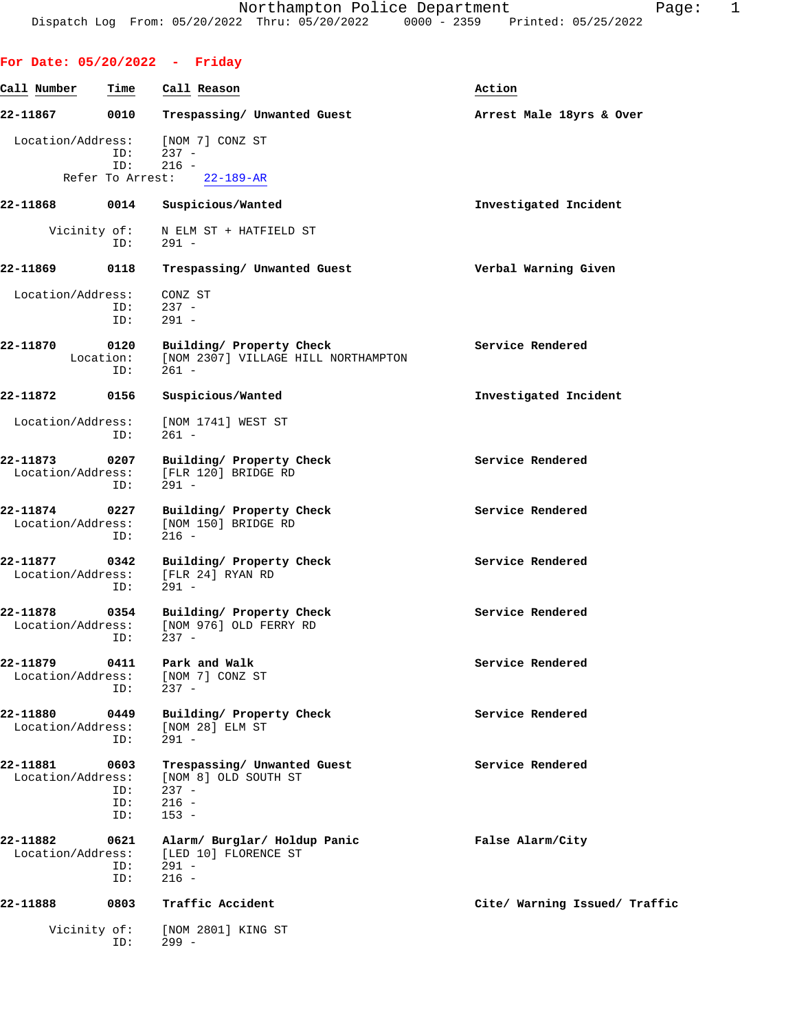Northampton Police Department
Dispatch Log From: 05/20/2022 Thru: 05/20/2022 0000 - 2359 Printed: 05/25/2022

## For Date: 05/20/2022 - Friday

| Call Number | Time | Call Reason | Action |
|---|---|---|---|
| 22-11867 | 0010 | Trespassing/ Unwanted Guest | Arrest Male 18yrs & Over |

Location/Address: [NOM 7] CONZ ST
ID: 237 -
ID: 216 -
Refer To Arrest: 22-189-AR

| Call Number | Time | Call Reason | Action |
|---|---|---|---|
| 22-11868 | 0014 | Suspicious/Wanted | Investigated Incident |

Vicinity of: N ELM ST + HATFIELD ST
ID: 291 -

| Call Number | Time | Call Reason | Action |
|---|---|---|---|
| 22-11869 | 0118 | Trespassing/ Unwanted Guest | Verbal Warning Given |

Location/Address: CONZ ST
ID: 237 -
ID: 291 -

| Call Number | Time | Call Reason | Action |
|---|---|---|---|
| 22-11870 | 0120 | Building/ Property Check | Service Rendered |

Location: [NOM 2307] VILLAGE HILL NORTHAMPTON
ID: 261 -

| Call Number | Time | Call Reason | Action |
|---|---|---|---|
| 22-11872 | 0156 | Suspicious/Wanted | Investigated Incident |

Location/Address: [NOM 1741] WEST ST
ID: 261 -

| Call Number | Time | Call Reason | Action |
|---|---|---|---|
| 22-11873 | 0207 | Building/ Property Check | Service Rendered |

Location/Address: [FLR 120] BRIDGE RD
ID: 291 -

| Call Number | Time | Call Reason | Action |
|---|---|---|---|
| 22-11874 | 0227 | Building/ Property Check | Service Rendered |

Location/Address: [NOM 150] BRIDGE RD
ID: 216 -

| Call Number | Time | Call Reason | Action |
|---|---|---|---|
| 22-11877 | 0342 | Building/ Property Check | Service Rendered |

Location/Address: [FLR 24] RYAN RD
ID: 291 -

| Call Number | Time | Call Reason | Action |
|---|---|---|---|
| 22-11878 | 0354 | Building/ Property Check | Service Rendered |

Location/Address: [NOM 976] OLD FERRY RD
ID: 237 -

| Call Number | Time | Call Reason | Action |
|---|---|---|---|
| 22-11879 | 0411 | Park and Walk | Service Rendered |

Location/Address: [NOM 7] CONZ ST
ID: 237 -

| Call Number | Time | Call Reason | Action |
|---|---|---|---|
| 22-11880 | 0449 | Building/ Property Check | Service Rendered |

Location/Address: [NOM 28] ELM ST
ID: 291 -

| Call Number | Time | Call Reason | Action |
|---|---|---|---|
| 22-11881 | 0603 | Trespassing/ Unwanted Guest | Service Rendered |

Location/Address: [NOM 8] OLD SOUTH ST
ID: 237 -
ID: 216 -
ID: 153 -

| Call Number | Time | Call Reason | Action |
|---|---|---|---|
| 22-11882 | 0621 | Alarm/ Burglar/ Holdup Panic | False Alarm/City |

Location/Address: [LED 10] FLORENCE ST
ID: 291 -
ID: 216 -

| Call Number | Time | Call Reason | Action |
|---|---|---|---|
| 22-11888 | 0803 | Traffic Accident | Cite/ Warning Issued/ Traffic |

Vicinity of: [NOM 2801] KING ST
ID: 299 -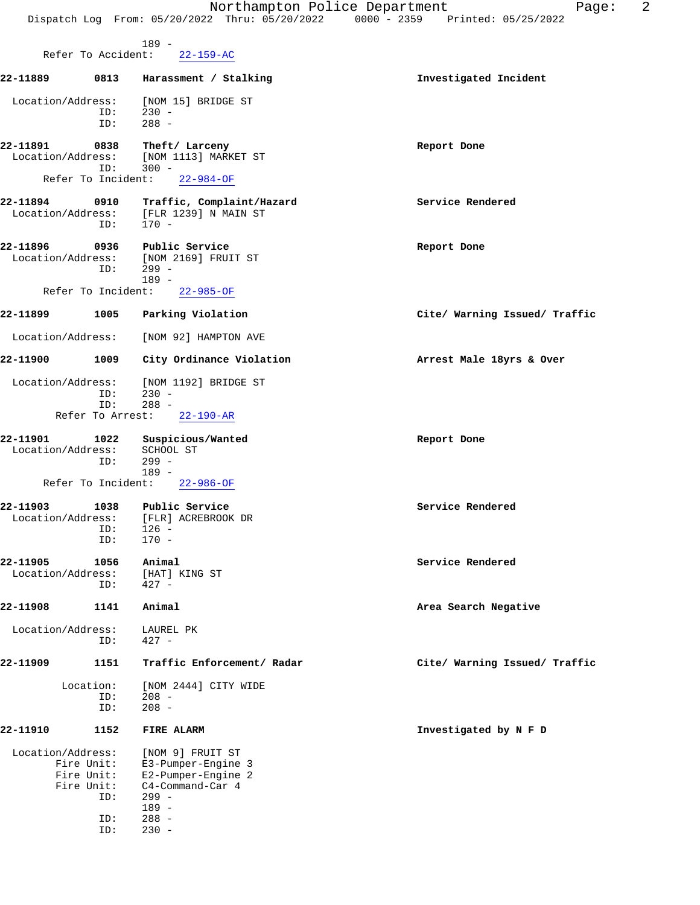189 -
Refer To Accident: 22-159-AC

**22-11889** **0813** **Harassment / Stalking** **Investigated Incident**

Location/Address: [NOM 15] BRIDGE ST
ID: 230 -
ID: 288 -

**22-11891** **0838** **Theft/ Larceny** **Report Done**
Location/Address: [NOM 1113] MARKET ST
ID: 300 -
Refer To Incident: 22-984-OF

**22-11894** **0910** **Traffic, Complaint/Hazard** **Service Rendered**
Location/Address: [FLR 1239] N MAIN ST
ID: 170 -

**22-11896** **0936** **Public Service** **Report Done**
Location/Address: [NOM 2169] FRUIT ST
ID: 299 -
189 -
Refer To Incident: 22-985-OF

**22-11899** **1005** **Parking Violation** **Cite/ Warning Issued/ Traffic**

Location/Address: [NOM 92] HAMPTON AVE

**22-11900** **1009** **City Ordinance Violation** **Arrest Male 18yrs & Over**

Location/Address: [NOM 1192] BRIDGE ST
ID: 230 -
ID: 288 -
Refer To Arrest: 22-190-AR

**22-11901** **1022** **Suspicious/Wanted** **Report Done**
Location/Address: SCHOOL ST
ID: 299 -
189 -
Refer To Incident: 22-986-OF

**22-11903** **1038** **Public Service** **Service Rendered**
Location/Address: [FLR] ACREBROOK DR
ID: 126 -
ID: 170 -

**22-11905** **1056** **Animal** **Service Rendered**
Location/Address: [HAT] KING ST
ID: 427 -

**22-11908** **1141** **Animal** **Area Search Negative**

Location/Address: LAUREL PK
ID: 427 -

**22-11909** **1151** **Traffic Enforcement/ Radar** **Cite/ Warning Issued/ Traffic**

Location: [NOM 2444] CITY WIDE
ID: 208 -
ID: 208 -

**22-11910** **1152** **FIRE ALARM** **Investigated by N F D**

Location/Address: [NOM 9] FRUIT ST
Fire Unit: E3-Pumper-Engine 3
Fire Unit: E2-Pumper-Engine 2
Fire Unit: C4-Command-Car 4
ID: 299 -
189 -
ID: 288 -
ID: 230 -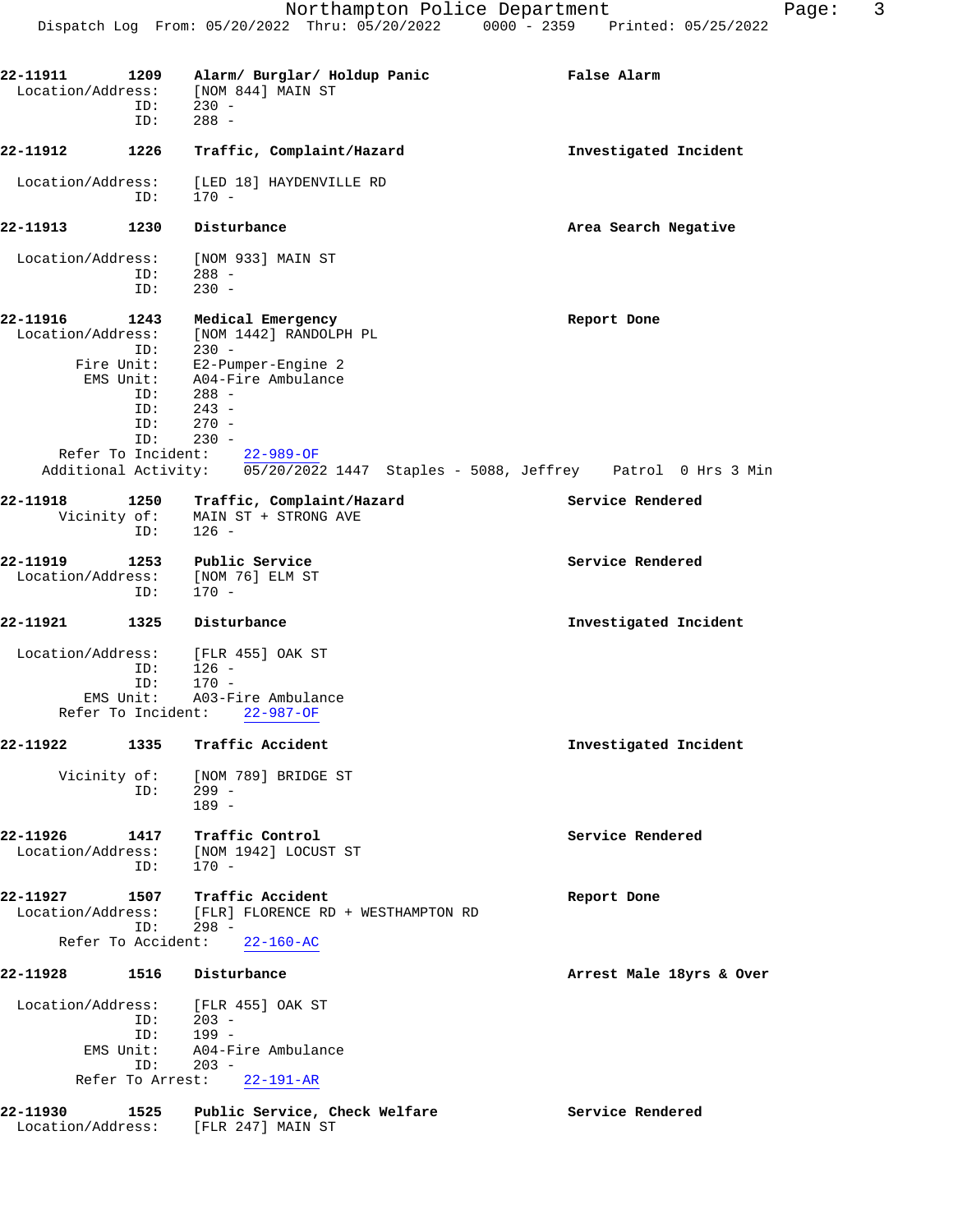Northampton Police Department
Dispatch Log From: 05/20/2022 Thru: 05/20/2022 0000 - 2359 Printed: 05/25/2022

**22-11911 1209 Alarm/ Burglar/ Holdup Panic** — **False Alarm**
Location/Address: [NOM 844] MAIN ST
ID: 230 -
ID: 288 -

**22-11912 1226 Traffic, Complaint/Hazard** — **Investigated Incident**
Location/Address: [LED 18] HAYDENVILLE RD
ID: 170 -

**22-11913 1230 Disturbance** — **Area Search Negative**
Location/Address: [NOM 933] MAIN ST
ID: 288 -
ID: 230 -

**22-11916 1243 Medical Emergency** — **Report Done**
Location/Address: [NOM 1442] RANDOLPH PL
ID: 230 -
Fire Unit: E2-Pumper-Engine 2
EMS Unit: A04-Fire Ambulance
ID: 288 -
ID: 243 -
ID: 270 -
ID: 230 -
Refer To Incident: 22-989-OF
Additional Activity: 05/20/2022 1447 Staples - 5088, Jeffrey Patrol 0 Hrs 3 Min

**22-11918 1250 Traffic, Complaint/Hazard** — **Service Rendered**
Vicinity of: MAIN ST + STRONG AVE
ID: 126 -

**22-11919 1253 Public Service** — **Service Rendered**
Location/Address: [NOM 76] ELM ST
ID: 170 -

**22-11921 1325 Disturbance** — **Investigated Incident**
Location/Address: [FLR 455] OAK ST
ID: 126 -
ID: 170 -
EMS Unit: A03-Fire Ambulance
Refer To Incident: 22-987-OF

**22-11922 1335 Traffic Accident** — **Investigated Incident**
Vicinity of: [NOM 789] BRIDGE ST
ID: 299 -
189 -

**22-11926 1417 Traffic Control** — **Service Rendered**
Location/Address: [NOM 1942] LOCUST ST
ID: 170 -

**22-11927 1507 Traffic Accident** — **Report Done**
Location/Address: [FLR] FLORENCE RD + WESTHAMPTON RD
ID: 298 -
Refer To Accident: 22-160-AC

**22-11928 1516 Disturbance** — **Arrest Male 18yrs & Over**
Location/Address: [FLR 455] OAK ST
ID: 203 -
ID: 199 -
EMS Unit: A04-Fire Ambulance
ID: 203 -
Refer To Arrest: 22-191-AR

**22-11930 1525 Public Service, Check Welfare** — **Service Rendered**
Location/Address: [FLR 247] MAIN ST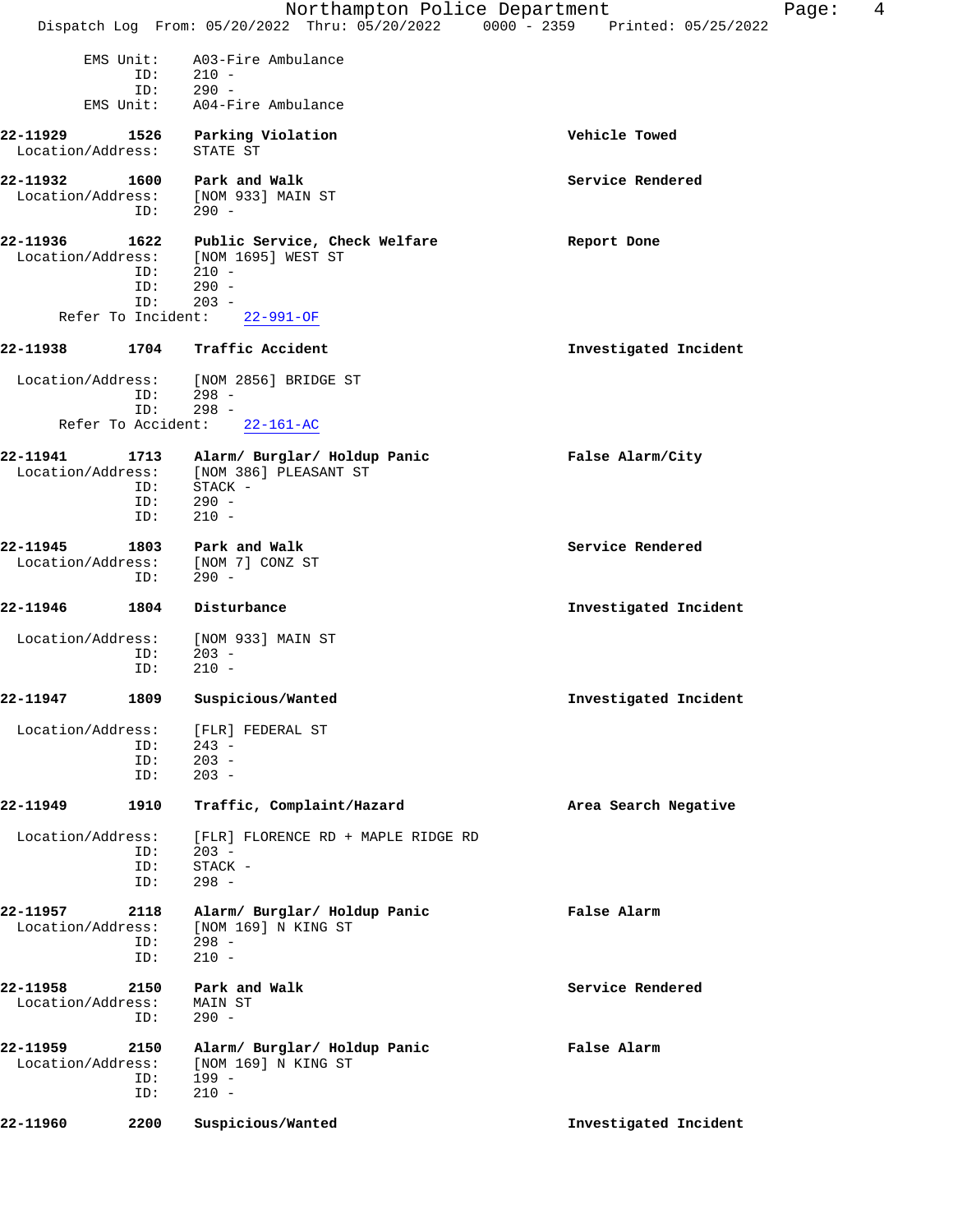```
        EMS Unit:    A03-Fire Ambulance
              ID:    210 -
              ID:    290 -
        EMS Unit:    A04-Fire Ambulance

22-11929      1526    Parking Violation                              Vehicle Towed
  Location/Address:    STATE ST

22-11932      1600    Park and Walk                                  Service Rendered
  Location/Address:    [NOM 933] MAIN ST
              ID:    290 -

22-11936      1622    Public Service, Check Welfare                  Report Done
  Location/Address:    [NOM 1695] WEST ST
              ID:    210 -
              ID:    290 -
              ID:    203 -
      Refer To Incident:    22-991-OF

22-11938      1704    Traffic Accident                               Investigated Incident

  Location/Address:    [NOM 2856] BRIDGE ST
              ID:    298 -
              ID:    298 -
      Refer To Accident:    22-161-AC

22-11941      1713    Alarm/ Burglar/ Holdup Panic                   False Alarm/City
  Location/Address:    [NOM 386] PLEASANT ST
              ID:    STACK -
              ID:    290 -
              ID:    210 -

22-11945      1803    Park and Walk                                  Service Rendered
  Location/Address:    [NOM 7] CONZ ST
              ID:    290 -

22-11946      1804    Disturbance                                    Investigated Incident

  Location/Address:    [NOM 933] MAIN ST
              ID:    203 -
              ID:    210 -

22-11947      1809    Suspicious/Wanted                              Investigated Incident

  Location/Address:    [FLR] FEDERAL ST
              ID:    243 -
              ID:    203 -
              ID:    203 -

22-11949      1910    Traffic, Complaint/Hazard                      Area Search Negative

  Location/Address:    [FLR] FLORENCE RD + MAPLE RIDGE RD
              ID:    203 -
              ID:    STACK -
              ID:    298 -

22-11957      2118    Alarm/ Burglar/ Holdup Panic                   False Alarm
  Location/Address:    [NOM 169] N KING ST
              ID:    298 -
              ID:    210 -

22-11958      2150    Park and Walk                                  Service Rendered
  Location/Address:    MAIN ST
              ID:    290 -

22-11959      2150    Alarm/ Burglar/ Holdup Panic                   False Alarm
  Location/Address:    [NOM 169] N KING ST
              ID:    199 -
              ID:    210 -

22-11960      2200    Suspicious/Wanted                              Investigated Incident
```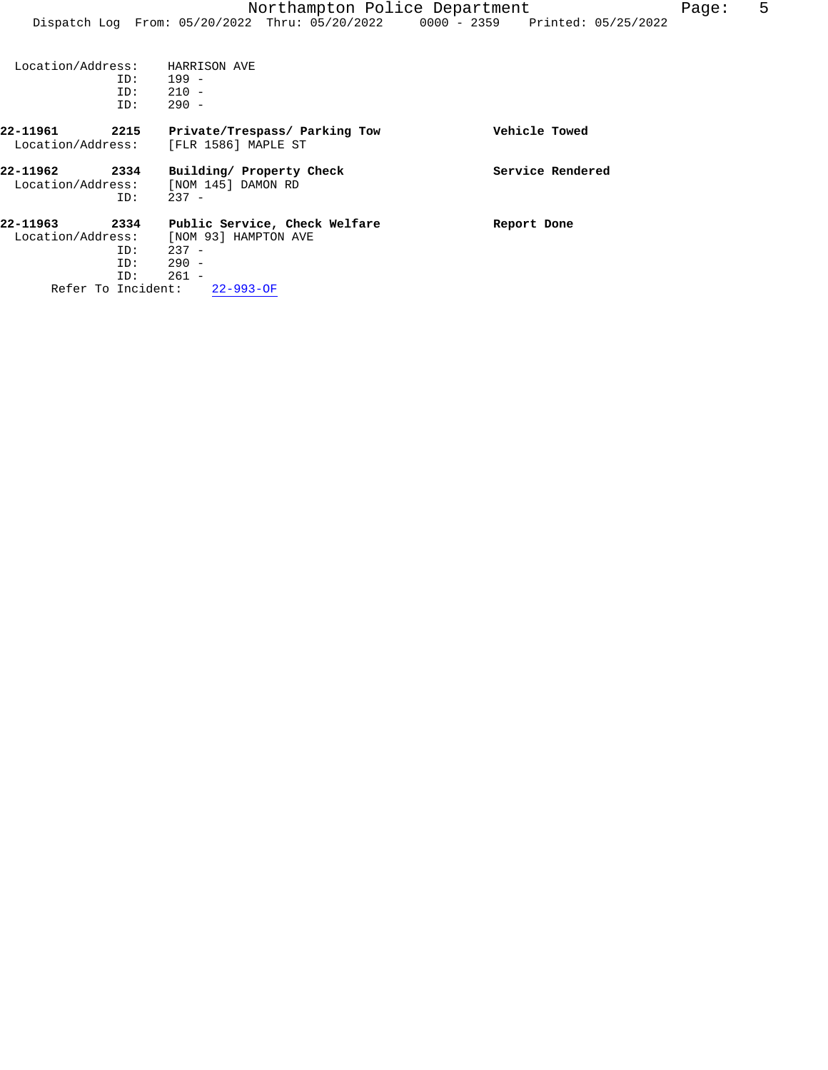Location/Address: HARRISON AVE
ID: 199 -
ID: 210 -
ID: 290 -

**22-11961 2215 Private/Trespass/ Parking Tow** **Vehicle Towed**
Location/Address: [FLR 1586] MAPLE ST

**22-11962 2334 Building/ Property Check** **Service Rendered**
Location/Address: [NOM 145] DAMON RD
ID: 237 -

**22-11963 2334 Public Service, Check Welfare** **Report Done**
Location/Address: [NOM 93] HAMPTON AVE
ID: 237 -
ID: 290 -
ID: 261 -
Refer To Incident: 22-993-OF